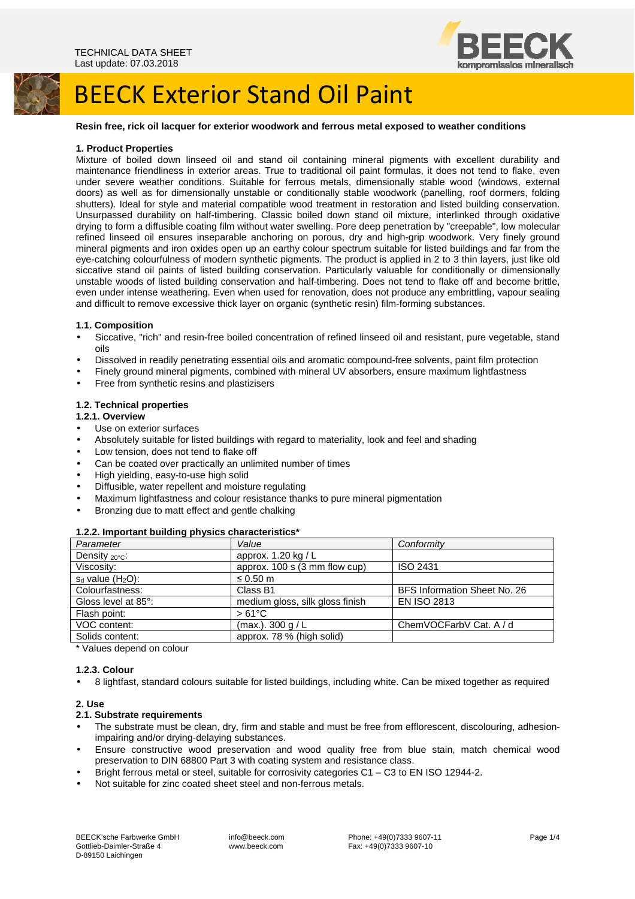TECHNICAL DATA SHEET
Last update: 07.03.2018

# BEECK Exterior Stand Oil Paint

**Resin free, rick oil lacquer for exterior woodwork and ferrous metal exposed to weather conditions**

### 1. Product Properties

Mixture of boiled down linseed oil and stand oil containing mineral pigments with excellent durability and maintenance friendliness in exterior areas. True to traditional oil paint formulas, it does not tend to flake, even under severe weather conditions. Suitable for ferrous metals, dimensionally stable wood (windows, external doors) as well as for dimensionally unstable or conditionally stable woodwork (panelling, roof dormers, folding shutters). Ideal for style and material compatible wood treatment in restoration and listed building conservation. Unsurpassed durability on half-timbering. Classic boiled down stand oil mixture, interlinked through oxidative drying to form a diffusible coating film without water swelling. Pore deep penetration by "creepable", low molecular refined linseed oil ensures inseparable anchoring on porous, dry and high-grip woodwork. Very finely ground mineral pigments and iron oxides open up an earthy colour spectrum suitable for listed buildings and far from the eye-catching colourfulness of modern synthetic pigments. The product is applied in 2 to 3 thin layers, just like old siccative stand oil paints of listed building conservation. Particularly valuable for conditionally or dimensionally unstable woods of listed building conservation and half-timbering. Does not tend to flake off and become brittle, even under intense weathering. Even when used for renovation, does not produce any embrittling, vapour sealing and difficult to remove excessive thick layer on organic (synthetic resin) film-forming substances.

#### 1.1. Composition

- Siccative, "rich" and resin-free boiled concentration of refined linseed oil and resistant, pure vegetable, stand oils
- Dissolved in readily penetrating essential oils and aromatic compound-free solvents, paint film protection
- Finely ground mineral pigments, combined with mineral UV absorbers, ensure maximum lightfastness
- Free from synthetic resins and plastizisers

#### 1.2. Technical properties

##### 1.2.1. Overview

- Use on exterior surfaces
- Absolutely suitable for listed buildings with regard to materiality, look and feel and shading
- Low tension, does not tend to flake off
- Can be coated over practically an unlimited number of times
- High yielding, easy-to-use high solid
- Diffusible, water repellent and moisture regulating
- Maximum lightfastness and colour resistance thanks to pure mineral pigmentation
- Bronzing due to matt effect and gentle chalking

##### 1.2.2. Important building physics characteristics*

| *Parameter* | *Value* | *Conformity* |
|---|---|---|
| Density $_{20°C}$: | approx. 1.20 kg / L | |
| Viscosity: | approx. 100 s (3 mm flow cup) | ISO 2431 |
| $s_d$ value ($H_2O$): | ≤ 0.50 m | |
| Colourfastness: | Class B1 | BFS Information Sheet No. 26 |
| Gloss level at 85°: | medium gloss, silk gloss finish | EN ISO 2813 |
| Flash point: | > 61°C | |
| VOC content: | (max.). 300 g / L | ChemVOCFarbV Cat. A / d |
| Solids content: | approx. 78 % (high solid) | |

\* Values depend on colour

##### 1.2.3. Colour

- 8 lightfast, standard colours suitable for listed buildings, including white. Can be mixed together as required

### 2. Use

#### 2.1. Substrate requirements

- The substrate must be clean, dry, firm and stable and must be free from efflorescent, discolouring, adhesion-impairing and/or drying-delaying substances.
- Ensure constructive wood preservation and wood quality free from blue stain, match chemical wood preservation to DIN 68800 Part 3 with coating system and resistance class.
- Bright ferrous metal or steel, suitable for corrosivity categories C1 – C3 to EN ISO 12944-2.
- Not suitable for zinc coated sheet steel and non-ferrous metals.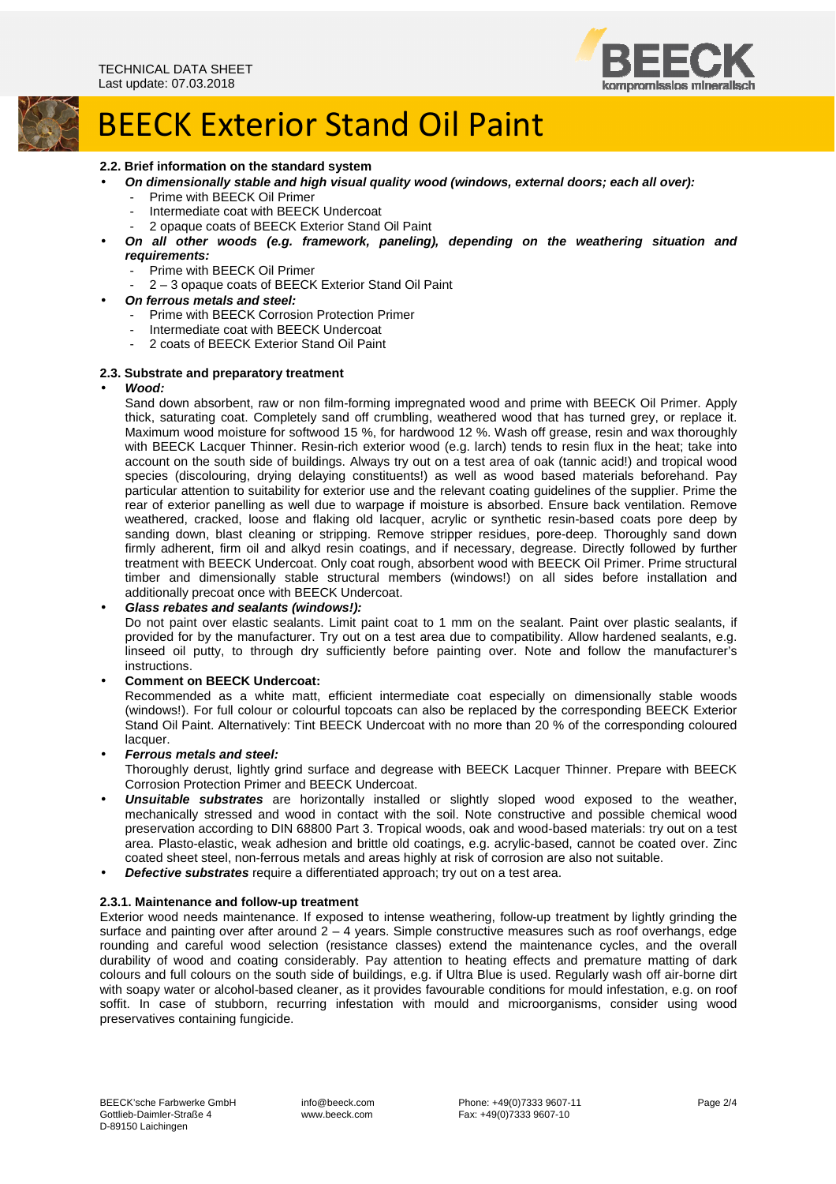## 2.2. Brief information on the standard system

- ***On dimensionally stable and high visual quality wood (windows, external doors; each all over):***
  - Prime with BEECK Oil Primer
  - Intermediate coat with BEECK Undercoat
  - 2 opaque coats of BEECK Exterior Stand Oil Paint
- ***On all other woods (e.g. framework, paneling), depending on the weathering situation and requirements:***
  - Prime with BEECK Oil Primer
  - 2 – 3 opaque coats of BEECK Exterior Stand Oil Paint
- ***On ferrous metals and steel:***
  - Prime with BEECK Corrosion Protection Primer
  - Intermediate coat with BEECK Undercoat
  - 2 coats of BEECK Exterior Stand Oil Paint

## 2.3. Substrate and preparatory treatment

- ***Wood:***
  Sand down absorbent, raw or non film-forming impregnated wood and prime with BEECK Oil Primer. Apply thick, saturating coat. Completely sand off crumbling, weathered wood that has turned grey, or replace it. Maximum wood moisture for softwood 15 %, for hardwood 12 %. Wash off grease, resin and wax thoroughly with BEECK Lacquer Thinner. Resin-rich exterior wood (e.g. larch) tends to resin flux in the heat; take into account on the south side of buildings. Always try out on a test area of oak (tannic acid!) and tropical wood species (discolouring, drying delaying constituents!) as well as wood based materials beforehand. Pay particular attention to suitability for exterior use and the relevant coating guidelines of the supplier. Prime the rear of exterior panelling as well due to warpage if moisture is absorbed. Ensure back ventilation. Remove weathered, cracked, loose and flaking old lacquer, acrylic or synthetic resin-based coats pore deep by sanding down, blast cleaning or stripping. Remove stripper residues, pore-deep. Thoroughly sand down firmly adherent, firm oil and alkyd resin coatings, and if necessary, degrease. Directly followed by further treatment with BEECK Undercoat. Only coat rough, absorbent wood with BEECK Oil Primer. Prime structural timber and dimensionally stable structural members (windows!) on all sides before installation and additionally precoat once with BEECK Undercoat.
- ***Glass rebates and sealants (windows!):***
  Do not paint over elastic sealants. Limit paint coat to 1 mm on the sealant. Paint over plastic sealants, if provided for by the manufacturer. Try out on a test area due to compatibility. Allow hardened sealants, e.g. linseed oil putty, to through dry sufficiently before painting over. Note and follow the manufacturer's instructions.
- **Comment on BEECK Undercoat:**
  Recommended as a white matt, efficient intermediate coat especially on dimensionally stable woods (windows!). For full colour or colourful topcoats can also be replaced by the corresponding BEECK Exterior Stand Oil Paint. Alternatively: Tint BEECK Undercoat with no more than 20 % of the corresponding coloured lacquer.
- ***Ferrous metals and steel:***
  Thoroughly derust, lightly grind surface and degrease with BEECK Lacquer Thinner. Prepare with BEECK Corrosion Protection Primer and BEECK Undercoat.
- ***Unsuitable substrates*** are horizontally installed or slightly sloped wood exposed to the weather, mechanically stressed and wood in contact with the soil. Note constructive and possible chemical wood preservation according to DIN 68800 Part 3. Tropical woods, oak and wood-based materials: try out on a test area. Plasto-elastic, weak adhesion and brittle old coatings, e.g. acrylic-based, cannot be coated over. Zinc coated sheet steel, non-ferrous metals and areas highly at risk of corrosion are also not suitable.
- ***Defective substrates*** require a differentiated approach; try out on a test area.

### 2.3.1. Maintenance and follow-up treatment

Exterior wood needs maintenance. If exposed to intense weathering, follow-up treatment by lightly grinding the surface and painting over after around 2 – 4 years. Simple constructive measures such as roof overhangs, edge rounding and careful wood selection (resistance classes) extend the maintenance cycles, and the overall durability of wood and coating considerably. Pay attention to heating effects and premature matting of dark colours and full colours on the south side of buildings, e.g. if Ultra Blue is used. Regularly wash off air-borne dirt with soapy water or alcohol-based cleaner, as it provides favourable conditions for mould infestation, e.g. on roof soffit. In case of stubborn, recurring infestation with mould and microorganisms, consider using wood preservatives containing fungicide.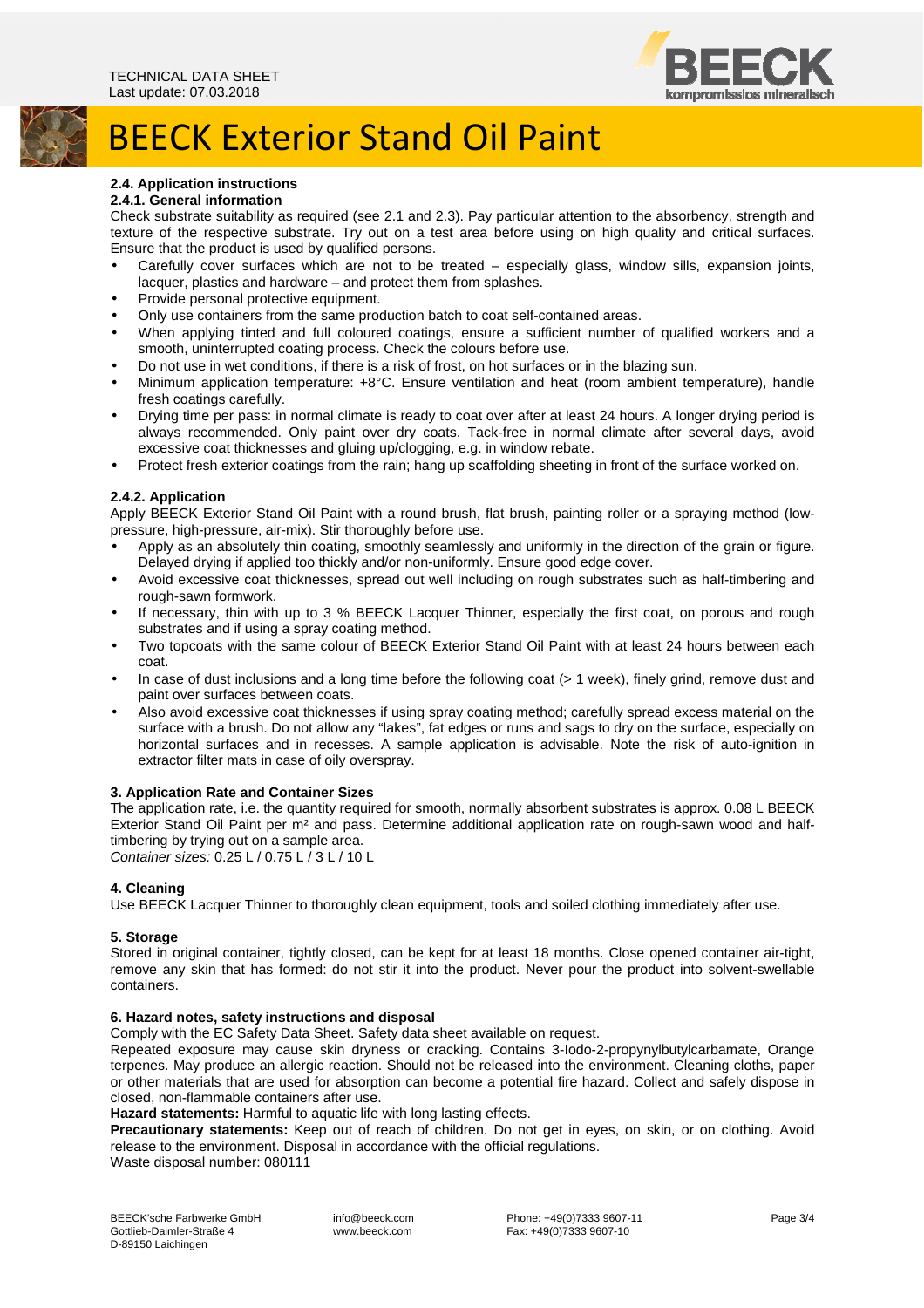### 2.4. Application instructions

#### 2.4.1. General information

Check substrate suitability as required (see 2.1 and 2.3). Pay particular attention to the absorbency, strength and texture of the respective substrate. Try out on a test area before using on high quality and critical surfaces. Ensure that the product is used by qualified persons.

- Carefully cover surfaces which are not to be treated – especially glass, window sills, expansion joints, lacquer, plastics and hardware – and protect them from splashes.
- Provide personal protective equipment.
- Only use containers from the same production batch to coat self-contained areas.
- When applying tinted and full coloured coatings, ensure a sufficient number of qualified workers and a smooth, uninterrupted coating process. Check the colours before use.
- Do not use in wet conditions, if there is a risk of frost, on hot surfaces or in the blazing sun.
- Minimum application temperature: +8°C. Ensure ventilation and heat (room ambient temperature), handle fresh coatings carefully.
- Drying time per pass: in normal climate is ready to coat over after at least 24 hours. A longer drying period is always recommended. Only paint over dry coats. Tack-free in normal climate after several days, avoid excessive coat thicknesses and gluing up/clogging, e.g. in window rebate.
- Protect fresh exterior coatings from the rain; hang up scaffolding sheeting in front of the surface worked on.

#### 2.4.2. Application

Apply BEECK Exterior Stand Oil Paint with a round brush, flat brush, painting roller or a spraying method (low-pressure, high-pressure, air-mix). Stir thoroughly before use.

- Apply as an absolutely thin coating, smoothly seamlessly and uniformly in the direction of the grain or figure. Delayed drying if applied too thickly and/or non-uniformly. Ensure good edge cover.
- Avoid excessive coat thicknesses, spread out well including on rough substrates such as half-timbering and rough-sawn formwork.
- If necessary, thin with up to 3 % BEECK Lacquer Thinner, especially the first coat, on porous and rough substrates and if using a spray coating method.
- Two topcoats with the same colour of BEECK Exterior Stand Oil Paint with at least 24 hours between each coat.
- In case of dust inclusions and a long time before the following coat (> 1 week), finely grind, remove dust and paint over surfaces between coats.
- Also avoid excessive coat thicknesses if using spray coating method; carefully spread excess material on the surface with a brush. Do not allow any "lakes", fat edges or runs and sags to dry on the surface, especially on horizontal surfaces and in recesses. A sample application is advisable. Note the risk of auto-ignition in extractor filter mats in case of oily overspray.

## 3. Application Rate and Container Sizes

The application rate, i.e. the quantity required for smooth, normally absorbent substrates is approx. 0.08 L BEECK Exterior Stand Oil Paint per m² and pass. Determine additional application rate on rough-sawn wood and half-timbering by trying out on a sample area.

*Container sizes:* 0.25 L / 0.75 L / 3 L / 10 L

## 4. Cleaning

Use BEECK Lacquer Thinner to thoroughly clean equipment, tools and soiled clothing immediately after use.

## 5. Storage

Stored in original container, tightly closed, can be kept for at least 18 months. Close opened container air-tight, remove any skin that has formed: do not stir it into the product. Never pour the product into solvent-swellable containers.

## 6. Hazard notes, safety instructions and disposal

Comply with the EC Safety Data Sheet. Safety data sheet available on request.

Repeated exposure may cause skin dryness or cracking. Contains 3-Iodo-2-propynylbutylcarbamate, Orange terpenes. May produce an allergic reaction. Should not be released into the environment. Cleaning cloths, paper or other materials that are used for absorption can become a potential fire hazard. Collect and safely dispose in closed, non-flammable containers after use.

**Hazard statements:** Harmful to aquatic life with long lasting effects.

**Precautionary statements:** Keep out of reach of children. Do not get in eyes, on skin, or on clothing. Avoid release to the environment. Disposal in accordance with the official regulations.

Waste disposal number: 080111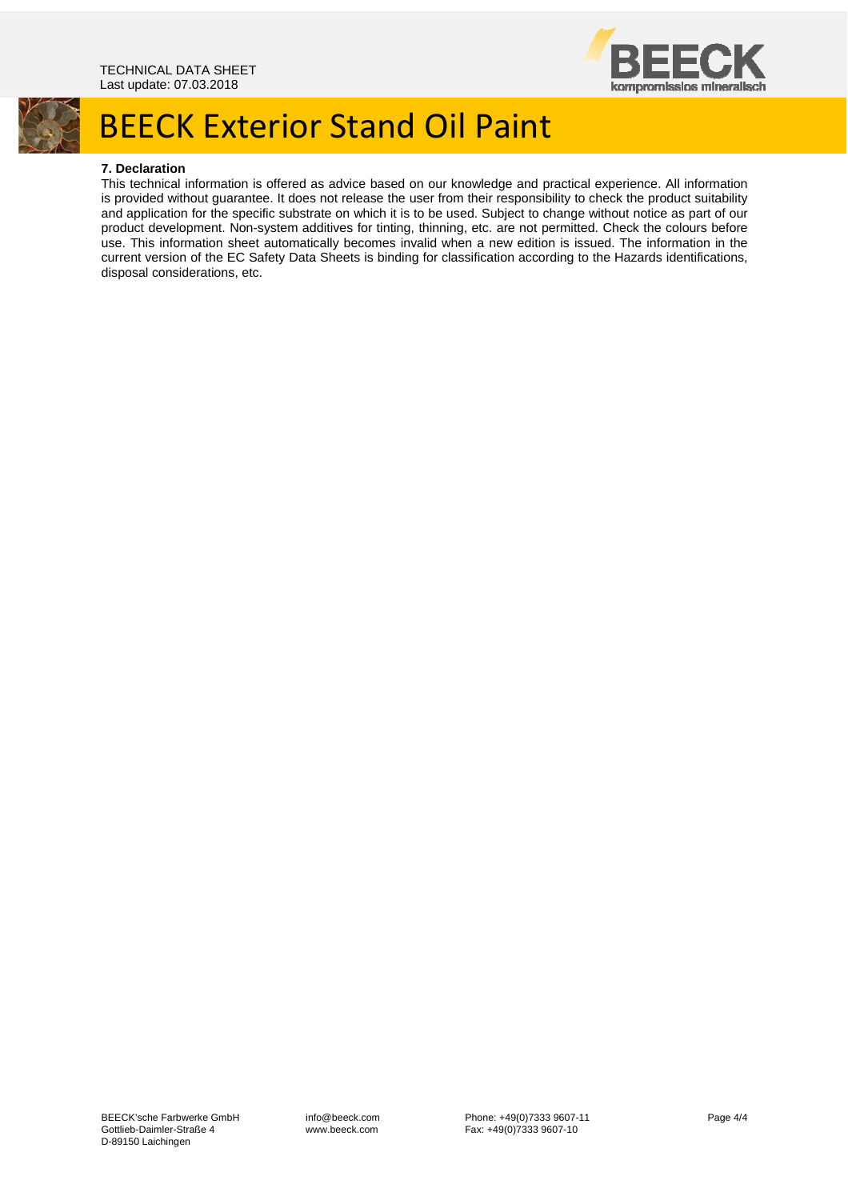# BEECK Exterior Stand Oil Paint

### 7. Declaration

This technical information is offered as advice based on our knowledge and practical experience. All information is provided without guarantee. It does not release the user from their responsibility to check the product suitability and application for the specific substrate on which it is to be used. Subject to change without notice as part of our product development. Non-system additives for tinting, thinning, etc. are not permitted. Check the colours before use. This information sheet automatically becomes invalid when a new edition is issued. The information in the current version of the EC Safety Data Sheets is binding for classification according to the Hazards identifications, disposal considerations, etc.